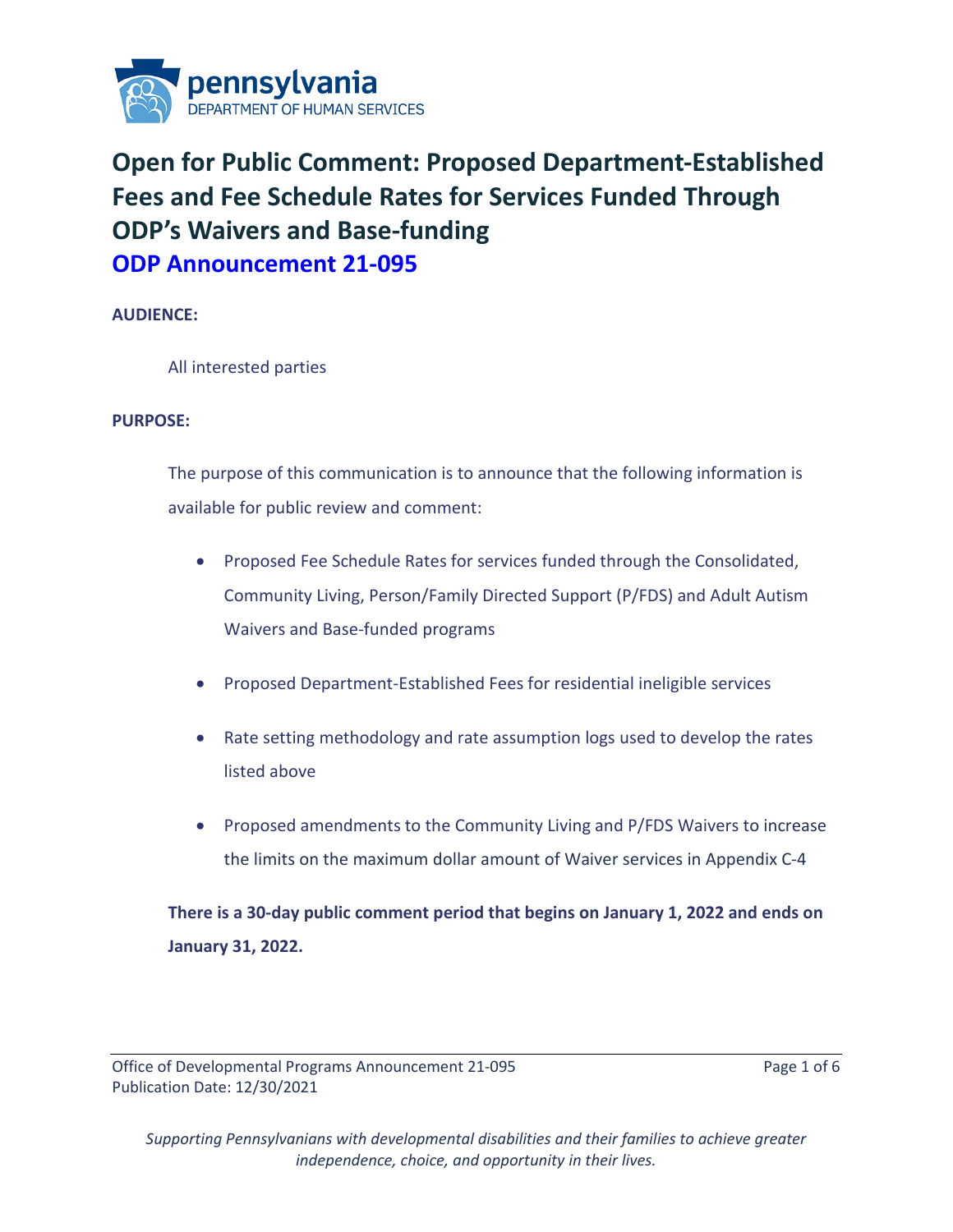# Open for Public Comment: Proposed Department-Established Fees and Fee Schedule Rates for Services Funded Through ODP's Waivers and Base-funding

## ODP Announcement 21-095

**AUDIENCE:**

All interested parties

**PURPOSE:**

The purpose of this communication is to announce that the following information is available for public review and comment:

- Proposed Fee Schedule Rates for services funded through the Consolidated, Community Living, Person/Family Directed Support (P/FDS) and Adult Autism Waivers and Base-funded programs
- Proposed Department-Established Fees for residential ineligible services
- Rate setting methodology and rate assumption logs used to develop the rates listed above
- Proposed amendments to the Community Living and P/FDS Waivers to increase the limits on the maximum dollar amount of Waiver services in Appendix C-4

**There is a 30-day public comment period that begins on January 1, 2022 and ends on January 31, 2022.**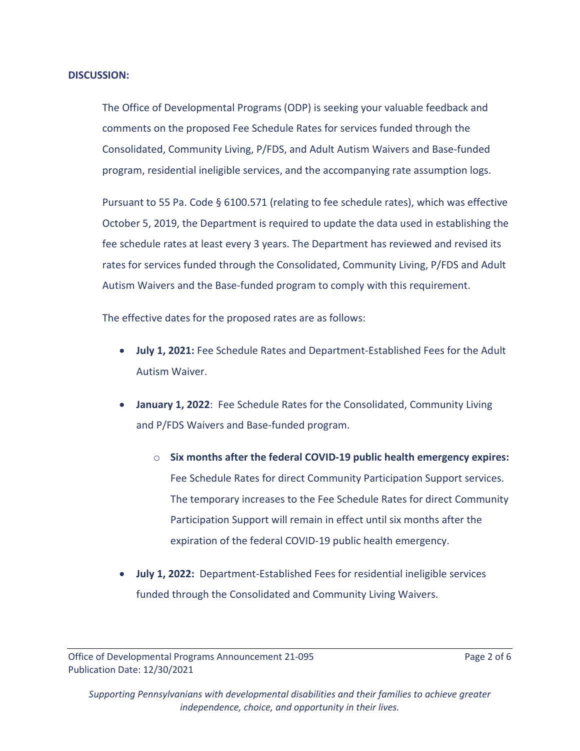**DISCUSSION:**

The Office of Developmental Programs (ODP) is seeking your valuable feedback and comments on the proposed Fee Schedule Rates for services funded through the Consolidated, Community Living, P/FDS, and Adult Autism Waivers and Base-funded program, residential ineligible services, and the accompanying rate assumption logs.

Pursuant to 55 Pa. Code § 6100.571 (relating to fee schedule rates), which was effective October 5, 2019, the Department is required to update the data used in establishing the fee schedule rates at least every 3 years. The Department has reviewed and revised its rates for services funded through the Consolidated, Community Living, P/FDS and Adult Autism Waivers and the Base-funded program to comply with this requirement.

The effective dates for the proposed rates are as follows:

- **July 1, 2021:** Fee Schedule Rates and Department-Established Fees for the Adult Autism Waiver.
- **January 1, 2022**: Fee Schedule Rates for the Consolidated, Community Living and P/FDS Waivers and Base-funded program.
  - **Six months after the federal COVID-19 public health emergency expires:** Fee Schedule Rates for direct Community Participation Support services. The temporary increases to the Fee Schedule Rates for direct Community Participation Support will remain in effect until six months after the expiration of the federal COVID-19 public health emergency.
- **July 1, 2022:** Department-Established Fees for residential ineligible services funded through the Consolidated and Community Living Waivers.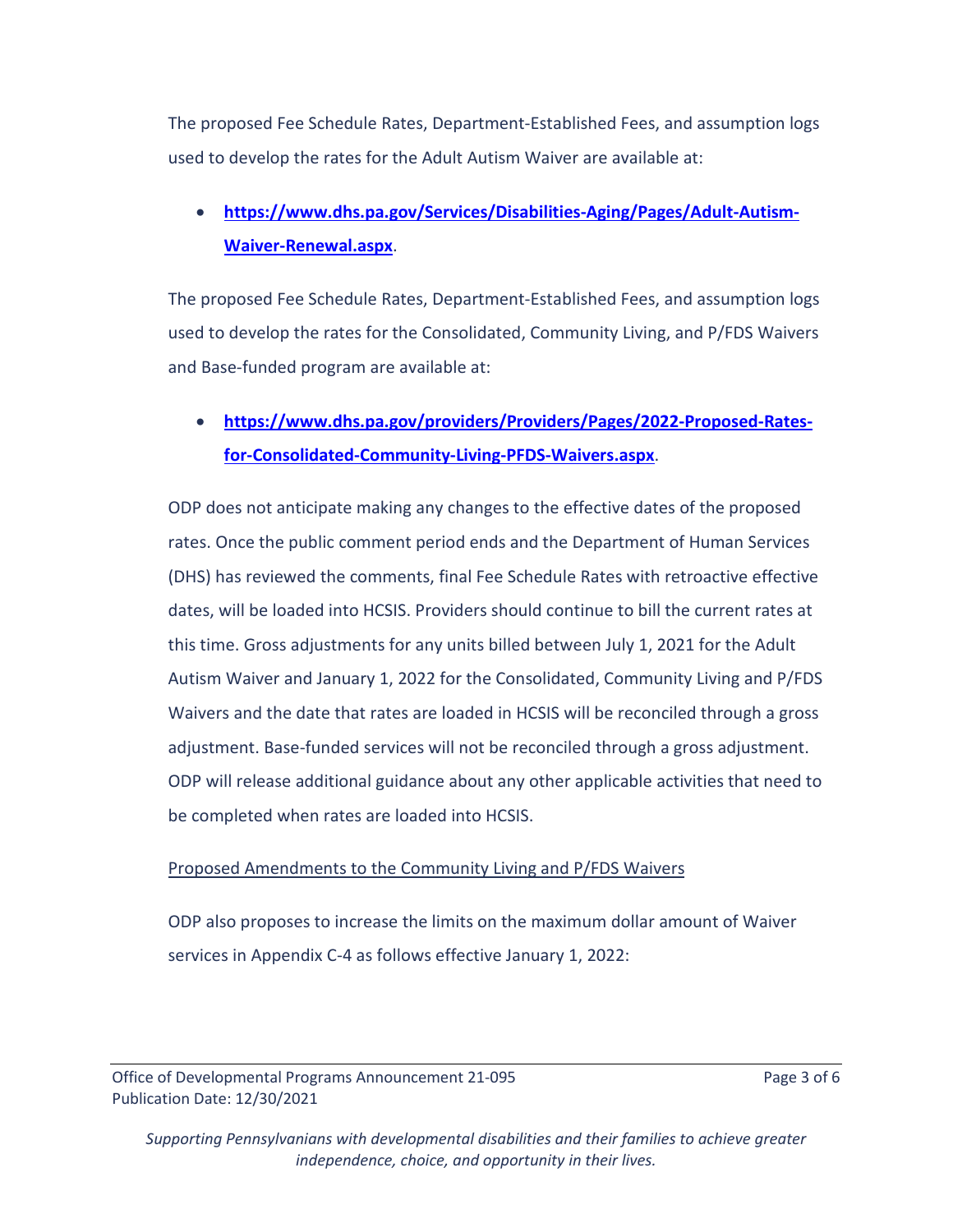The proposed Fee Schedule Rates, Department-Established Fees, and assumption logs used to develop the rates for the Adult Autism Waiver are available at:

- **[https://www.dhs.pa.gov/Services/Disabilities-Aging/Pages/Adult-Autism-Waiver-Renewal.aspx](https://www.dhs.pa.gov/Services/Disabilities-Aging/Pages/Adult-Autism-Waiver-Renewal.aspx)**.

The proposed Fee Schedule Rates, Department-Established Fees, and assumption logs used to develop the rates for the Consolidated, Community Living, and P/FDS Waivers and Base-funded program are available at:

- **[https://www.dhs.pa.gov/providers/Providers/Pages/2022-Proposed-Rates-for-Consolidated-Community-Living-PFDS-Waivers.aspx](https://www.dhs.pa.gov/providers/Providers/Pages/2022-Proposed-Rates-for-Consolidated-Community-Living-PFDS-Waivers.aspx)**.

ODP does not anticipate making any changes to the effective dates of the proposed rates. Once the public comment period ends and the Department of Human Services (DHS) has reviewed the comments, final Fee Schedule Rates with retroactive effective dates, will be loaded into HCSIS. Providers should continue to bill the current rates at this time. Gross adjustments for any units billed between July 1, 2021 for the Adult Autism Waiver and January 1, 2022 for the Consolidated, Community Living and P/FDS Waivers and the date that rates are loaded in HCSIS will be reconciled through a gross adjustment. Base-funded services will not be reconciled through a gross adjustment. ODP will release additional guidance about any other applicable activities that need to be completed when rates are loaded into HCSIS.

<u>Proposed Amendments to the Community Living and P/FDS Waivers</u>

ODP also proposes to increase the limits on the maximum dollar amount of Waiver services in Appendix C-4 as follows effective January 1, 2022: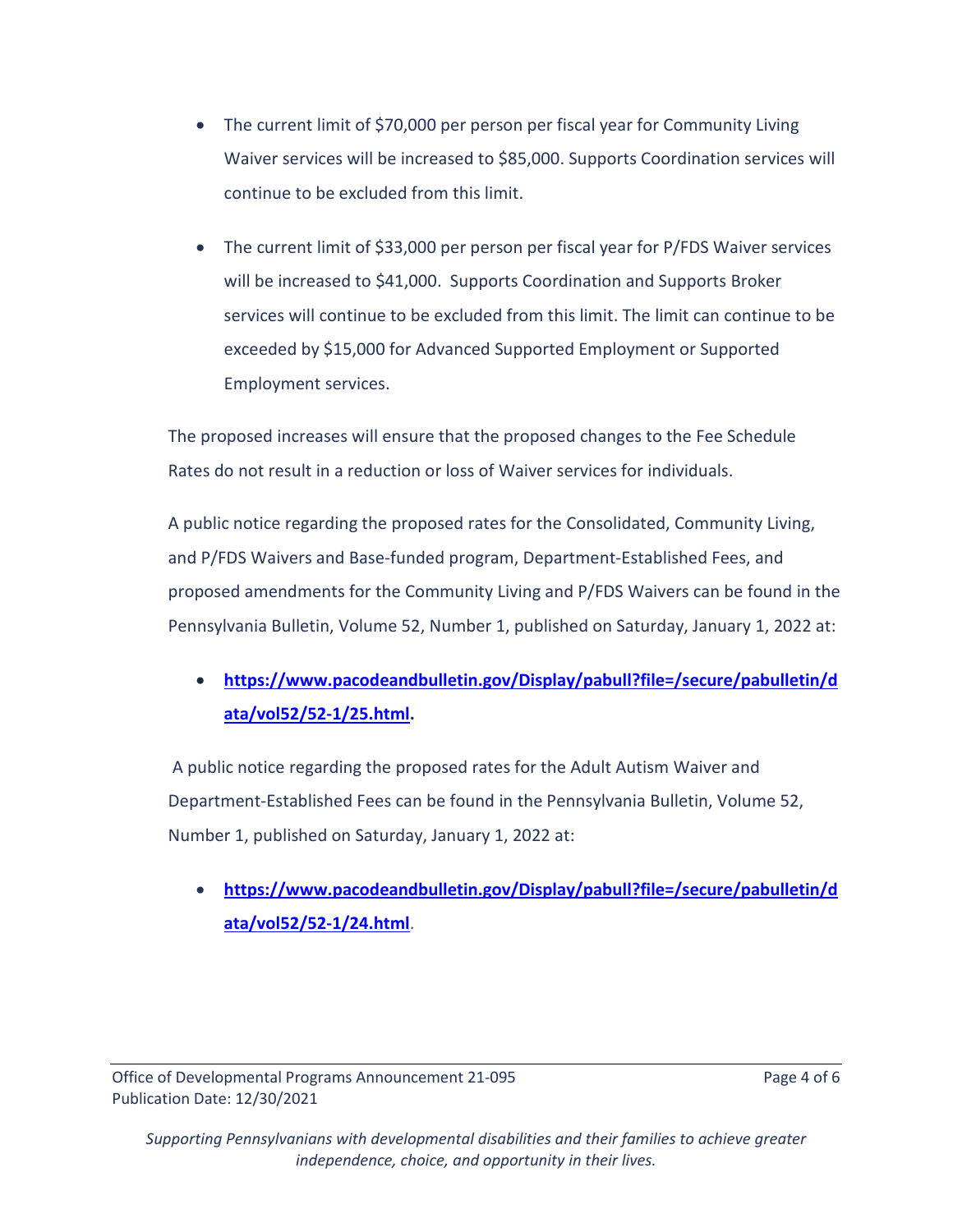- The current limit of $70,000 per person per fiscal year for Community Living Waiver services will be increased to $85,000. Supports Coordination services will continue to be excluded from this limit.

- The current limit of $33,000 per person per fiscal year for P/FDS Waiver services will be increased to $41,000. Supports Coordination and Supports Broker services will continue to be excluded from this limit. The limit can continue to be exceeded by $15,000 for Advanced Supported Employment or Supported Employment services.

The proposed increases will ensure that the proposed changes to the Fee Schedule Rates do not result in a reduction or loss of Waiver services for individuals.

A public notice regarding the proposed rates for the Consolidated, Community Living, and P/FDS Waivers and Base-funded program, Department-Established Fees, and proposed amendments for the Community Living and P/FDS Waivers can be found in the Pennsylvania Bulletin, Volume 52, Number 1, published on Saturday, January 1, 2022 at:

- **https://www.pacodeandbulletin.gov/Display/pabull?file=/secure/pabulletin/data/vol52/52-1/25.html.**

A public notice regarding the proposed rates for the Adult Autism Waiver and Department-Established Fees can be found in the Pennsylvania Bulletin, Volume 52, Number 1, published on Saturday, January 1, 2022 at:

- **https://www.pacodeandbulletin.gov/Display/pabull?file=/secure/pabulletin/data/vol52/52-1/24.html**.

Office of Developmental Programs Announcement 21-095
Publication Date: 12/30/2021

*Supporting Pennsylvanians with developmental disabilities and their families to achieve greater independence, choice, and opportunity in their lives.*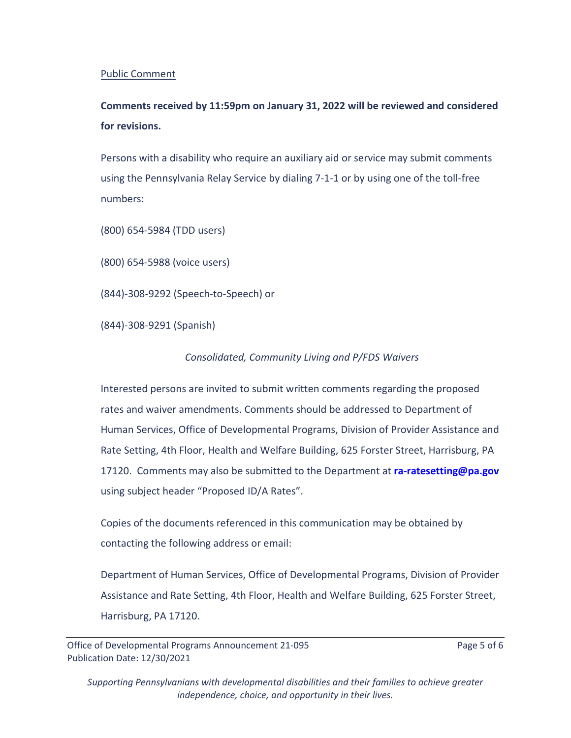Public Comment

**Comments received by 11:59pm on January 31, 2022 will be reviewed and considered for revisions.**

Persons with a disability who require an auxiliary aid or service may submit comments using the Pennsylvania Relay Service by dialing 7-1-1 or by using one of the toll-free numbers:

(800) 654-5984 (TDD users)

(800) 654-5988 (voice users)

(844)-308-9292 (Speech-to-Speech) or

(844)-308-9291 (Spanish)

*Consolidated, Community Living and P/FDS Waivers*

Interested persons are invited to submit written comments regarding the proposed rates and waiver amendments. Comments should be addressed to Department of Human Services, Office of Developmental Programs, Division of Provider Assistance and Rate Setting, 4th Floor, Health and Welfare Building, 625 Forster Street, Harrisburg, PA 17120. Comments may also be submitted to the Department at **ra-ratesetting@pa.gov** using subject header "Proposed ID/A Rates".

Copies of the documents referenced in this communication may be obtained by contacting the following address or email:

Department of Human Services, Office of Developmental Programs, Division of Provider Assistance and Rate Setting, 4th Floor, Health and Welfare Building, 625 Forster Street, Harrisburg, PA 17120.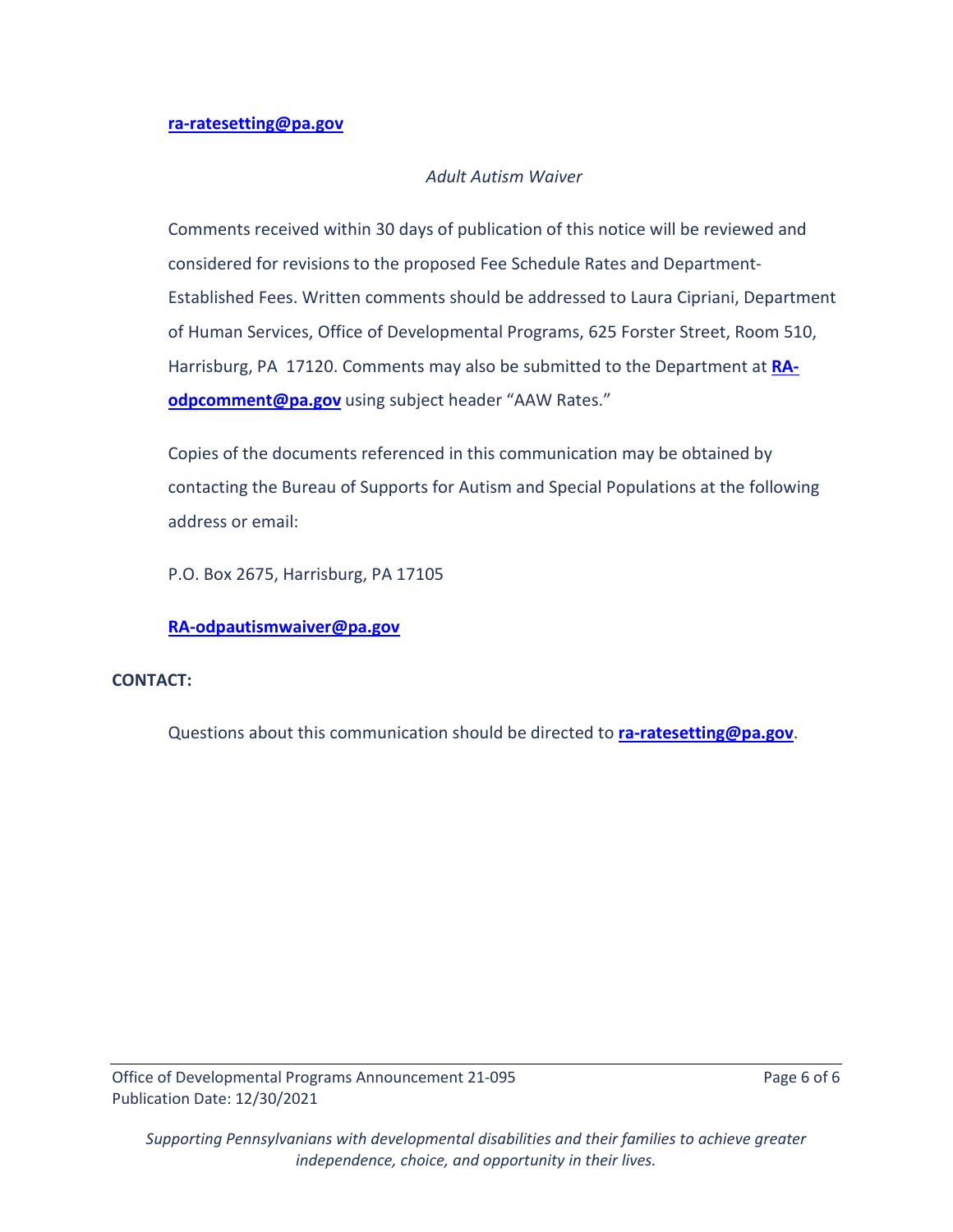**ra-ratesetting@pa.gov**

*Adult Autism Waiver*

Comments received within 30 days of publication of this notice will be reviewed and considered for revisions to the proposed Fee Schedule Rates and Department-Established Fees. Written comments should be addressed to Laura Cipriani, Department of Human Services, Office of Developmental Programs, 625 Forster Street, Room 510, Harrisburg, PA 17120. Comments may also be submitted to the Department at **RA-odpcomment@pa.gov** using subject header "AAW Rates."

Copies of the documents referenced in this communication may be obtained by contacting the Bureau of Supports for Autism and Special Populations at the following address or email:

P.O. Box 2675, Harrisburg, PA 17105

**RA-odpautismwaiver@pa.gov**

**CONTACT:**

Questions about this communication should be directed to **ra-ratesetting@pa.gov**.